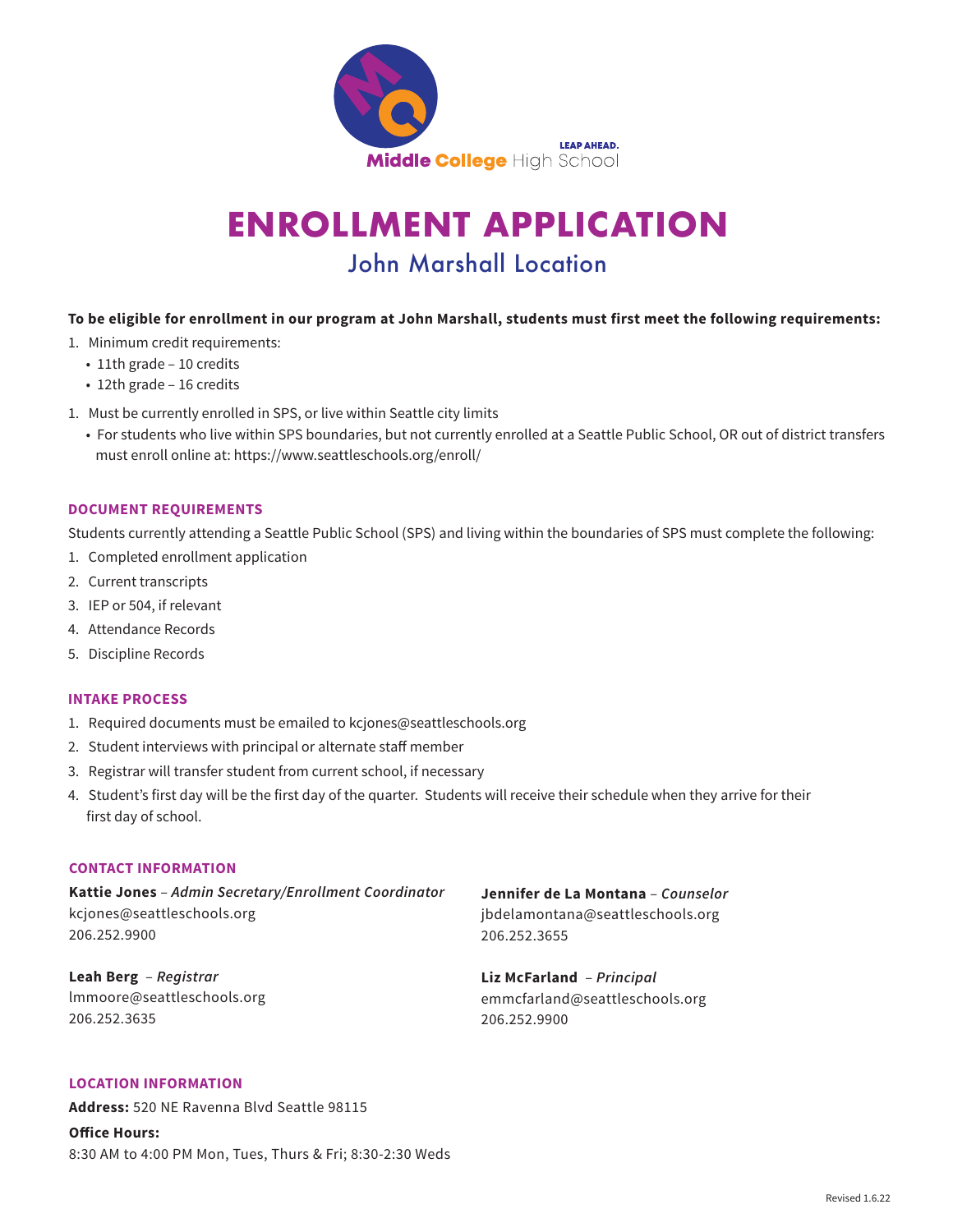Middle College High School

LEAP AHEAD.

# ENROLLMENT APPLICATION

## John Marshall Location

**To be eligible for enrollment in our program at John Marshall, students must first meet the following requirements:**

1. Minimum credit requirements:
   - 11th grade – 10 credits
   - 12th grade – 16 credits

1. Must be currently enrolled in SPS, or live within Seattle city limits
   - For students who live within SPS boundaries, but not currently enrolled at a Seattle Public School, OR out of district transfers must enroll online at: https://www.seattleschools.org/enroll/

### DOCUMENT REQUIREMENTS

Students currently attending a Seattle Public School (SPS) and living within the boundaries of SPS must complete the following:

1. Completed enrollment application
2. Current transcripts
3. IEP or 504, if relevant
4. Attendance Records
5. Discipline Records

### INTAKE PROCESS

1. Required documents must be emailed to kcjones@seattleschools.org
2. Student interviews with principal or alternate staff member
3. Registrar will transfer student from current school, if necessary
4. Student's first day will be the first day of the quarter. Students will receive their schedule when they arrive for their first day of school.

### CONTACT INFORMATION

**Kattie Jones** – *Admin Secretary/Enrollment Coordinator*
kcjones@seattleschools.org
206.252.9900

**Leah Berg** – *Registrar*
lmmoore@seattleschools.org
206.252.3635

**Jennifer de La Montana** – *Counselor*
jbdelamontana@seattleschools.org
206.252.3655

**Liz McFarland** – *Principal*
emmcfarland@seattleschools.org
206.252.9900

### LOCATION INFORMATION

**Address:** 520 NE Ravenna Blvd Seattle 98115

**Office Hours:**
8:30 AM to 4:00 PM Mon, Tues, Thurs & Fri; 8:30-2:30 Weds

Revised 1.6.22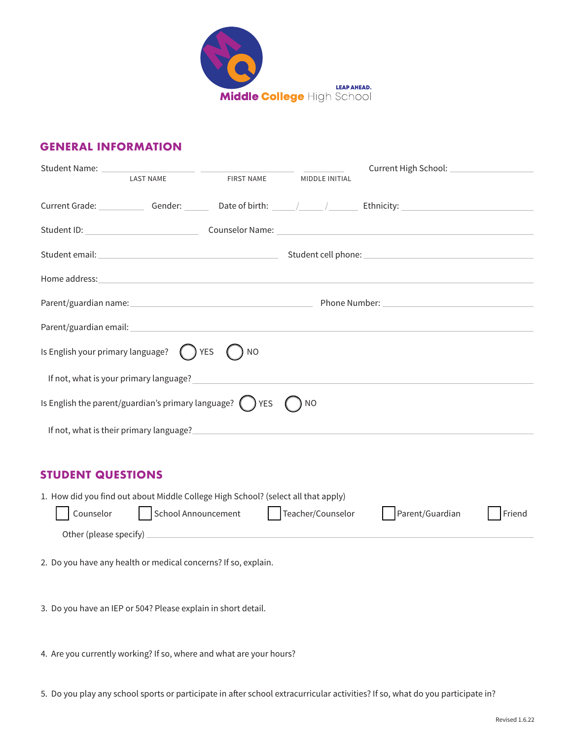Middle College High School

LEAP AHEAD.

## GENERAL INFORMATION

Student Name: ____________________ ____________________ __________ Current High School: ____________________
LAST NAME FIRST NAME MIDDLE INITIAL

Current Grade: __________ Gender: ______ Date of birth: _____/_____/______ Ethnicity: ____________________

Student ID: ____________________ Counselor Name: ____________________

Student email: ____________________ Student cell phone: ____________________

Home address: ________________________________________

Parent/guardian name: ____________________ Phone Number: ____________________

Parent/guardian email: ________________________________________

Is English your primary language? ◯ YES ◯ NO

If not, what is your primary language? ________________________________________

Is English the parent/guardian's primary language? ◯ YES ◯ NO

If not, what is their primary language? ________________________________________

## STUDENT QUESTIONS

1. How did you find out about Middle College High School? (select all that apply)

   ☐ Counselor ☐ School Announcement ☐ Teacher/Counselor ☐ Parent/Guardian ☐ Friend

   Other (please specify) ________________________________________

2. Do you have any health or medical concerns? If so, explain.

3. Do you have an IEP or 504? Please explain in short detail.

4. Are you currently working? If so, where and what are your hours?

5. Do you play any school sports or participate in after school extracurricular activities? If so, what do you participate in?

Revised 1.6.22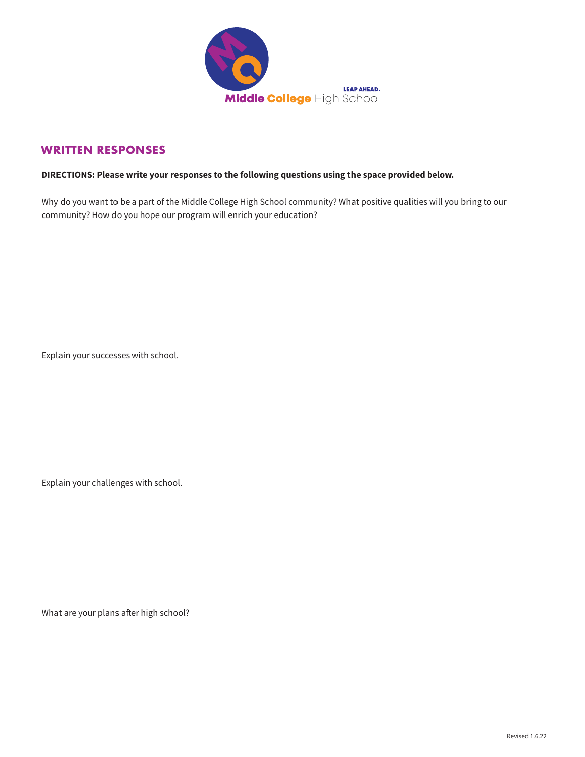Middle College High School

LEAP AHEAD.

## WRITTEN RESPONSES

**DIRECTIONS: Please write your responses to the following questions using the space provided below.**

Why do you want to be a part of the Middle College High School community? What positive qualities will you bring to our community? How do you hope our program will enrich your education?

Explain your successes with school.

Explain your challenges with school.

What are your plans after high school?

Revised 1.6.22